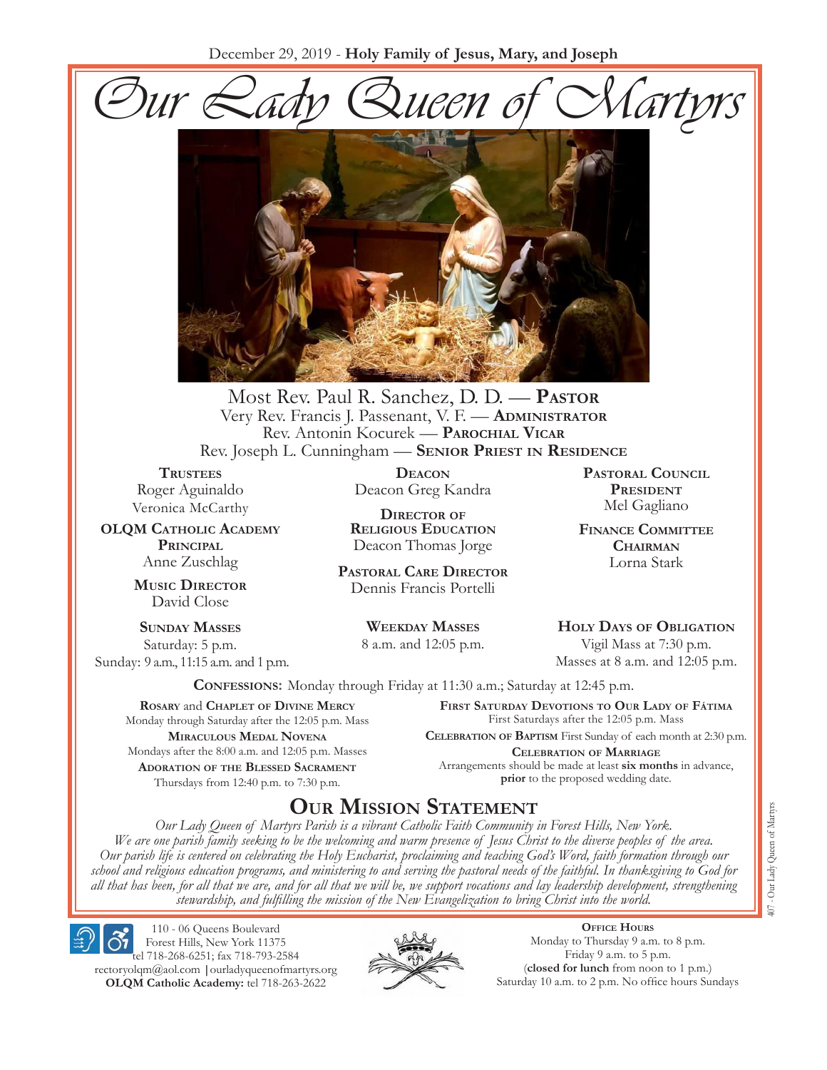December 29, 2019 - **Holy Family of Jesus, Mary, and Joseph**

# Our Lady Queen of Martyrs

Most Rev. Paul R. Sanchez, D. D. — **Pastor**
Very Rev. Francis J. Passenant, V. F. — **Administrator**
Rev. Antonin Kocurek — **Parochial Vicar**
Rev. Joseph L. Cunningham — **Senior Priest in Residence**

**Trustees**
Roger Aguinaldo
Veronica McCarthy

**OLQM Catholic Academy Principal**
Anne Zuschlag

**Music Director**
David Close

**Deacon**
Deacon Greg Kandra

**Director of Religious Education**
Deacon Thomas Jorge

**Pastoral Care Director**
Dennis Francis Portelli

**Pastoral Council President**
Mel Gagliano

**Finance Committee Chairman**
Lorna Stark

**Sunday Masses**
Saturday: 5 p.m.
Sunday: 9 a.m., 11:15 a.m. and 1 p.m.

**Weekday Masses**
8 a.m. and 12:05 p.m.

**Holy Days of Obligation**
Vigil Mass at 7:30 p.m.
Masses at 8 a.m. and 12:05 p.m.

**Confessions:** Monday through Friday at 11:30 a.m.; Saturday at 12:45 p.m.

**Rosary** and **Chaplet of Divine Mercy**
Monday through Saturday after the 12:05 p.m. Mass

**Miraculous Medal Novena**
Mondays after the 8:00 a.m. and 12:05 p.m. Masses

**Adoration of the Blessed Sacrament**
Thursdays from 12:40 p.m. to 7:30 p.m.

**First Saturday Devotions to Our Lady of Fátima**
First Saturdays after the 12:05 p.m. Mass

**Celebration of Baptism** First Sunday of each month at 2:30 p.m.

**Celebration of Marriage**
Arrangements should be made at least **six months** in advance, **prior** to the proposed wedding date.

## Our Mission Statement

*Our Lady Queen of Martyrs Parish is a vibrant Catholic Faith Community in Forest Hills, New York. We are one parish family seeking to be the welcoming and warm presence of Jesus Christ to the diverse peoples of the area. Our parish life is centered on celebrating the Holy Eucharist, proclaiming and teaching God's Word, faith formation through our school and religious education programs, and ministering to and serving the pastoral needs of the faithful. In thanksgiving to God for all that has been, for all that we are, and for all that we will be, we support vocations and lay leadership development, strengthening stewardship, and fulfilling the mission of the New Evangelization to bring Christ into the world.*

110 - 06 Queens Boulevard
Forest Hills, New York 11375
tel 718-268-6251; fax 718-793-2584
rectoryolqm@aol.com | ourladyqueenofmartyrs.org
**OLQM Catholic Academy:** tel 718-263-2622

**Office Hours**
Monday to Thursday 9 a.m. to 8 p.m.
Friday 9 a.m. to 5 p.m.
(**closed for lunch** from noon to 1 p.m.)
Saturday 10 a.m. to 2 p.m. No office hours Sundays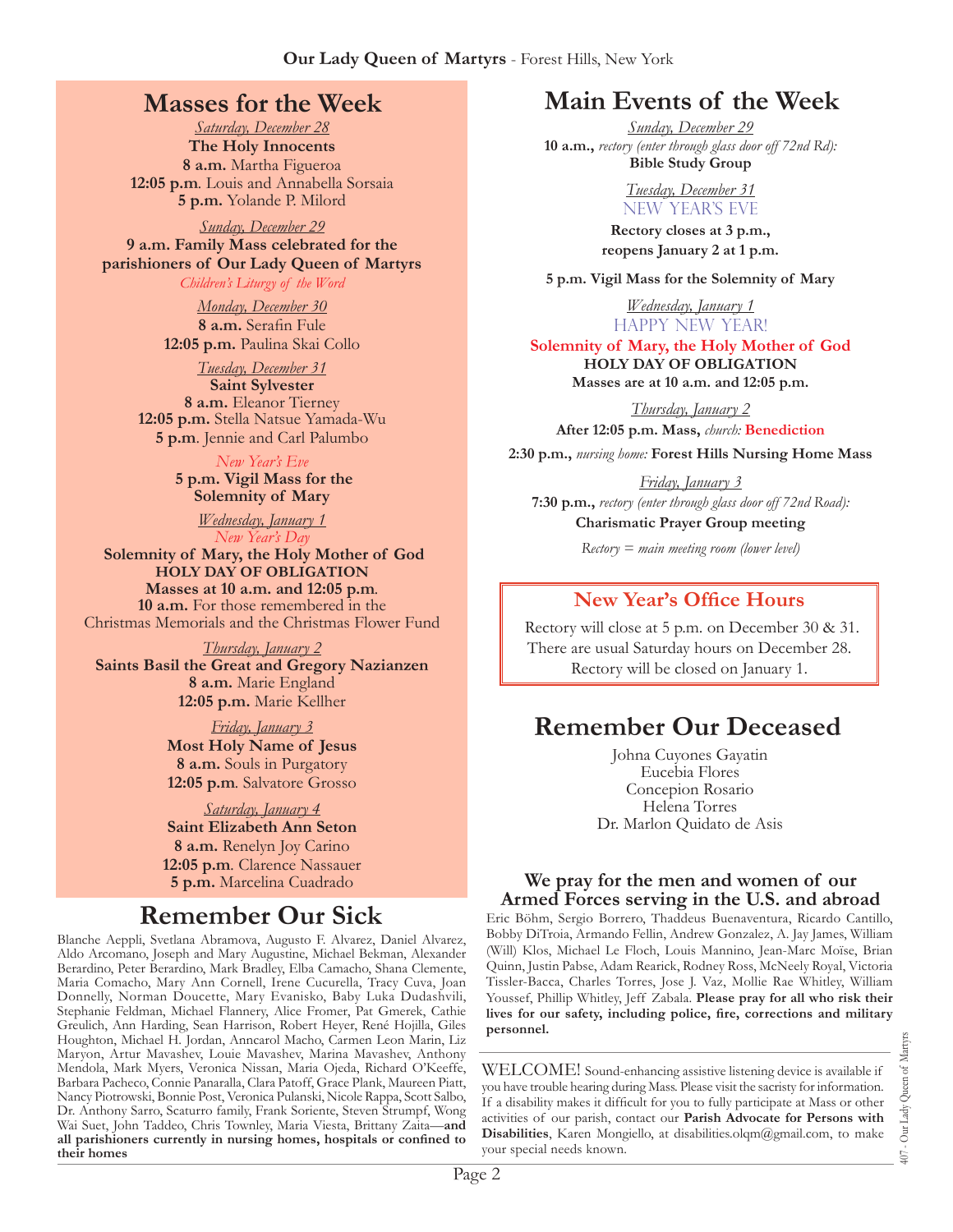## Masses for the Week

*Saturday, December 28*
**The Holy Innocents**
**8 a.m.** Martha Figueroa
**12:05 p.m**. Louis and Annabella Sorsaia
**5 p.m.** Yolande P. Milord

*Sunday, December 29*
**9 a.m. Family Mass celebrated for the parishioners of Our Lady Queen of Martyrs**
*Children's Liturgy of the Word*

*Monday, December 30*
**8 a.m.** Serafin Fule
**12:05 p.m.** Paulina Skai Collo

*Tuesday, December 31*
**Saint Sylvester**
**8 a.m.** Eleanor Tierney
**12:05 p.m.** Stella Natsue Yamada-Wu
**5 p.m**. Jennie and Carl Palumbo

*New Year's Eve*
**5 p.m. Vigil Mass for the Solemnity of Mary**

*Wednesday, January 1*
*New Year's Day*
**Solemnity of Mary, the Holy Mother of God**
**HOLY DAY OF OBLIGATION**
**Masses at 10 a.m. and 12:05 p.m**.
**10 a.m.** For those remembered in the Christmas Memorials and the Christmas Flower Fund

*Thursday, January 2*
**Saints Basil the Great and Gregory Nazianzen**
**8 a.m.** Marie England
**12:05 p.m.** Marie Kellher

*Friday, January 3*
**Most Holy Name of Jesus**
**8 a.m.** Souls in Purgatory
**12:05 p.m**. Salvatore Grosso

*Saturday, January 4*
**Saint Elizabeth Ann Seton**
**8 a.m.** Renelyn Joy Carino
**12:05 p.m**. Clarence Nassauer
**5 p.m.** Marcelina Cuadrado

## Remember Our Sick

Blanche Aeppli, Svetlana Abramova, Augusto F. Alvarez, Daniel Alvarez, Aldo Arcomano, Joseph and Mary Augustine, Michael Bekman, Alexander Berardino, Peter Berardino, Mark Bradley, Elba Camacho, Shana Clemente, Maria Comacho, Mary Ann Cornell, Irene Cucurella, Tracy Cuva, Joan Donnelly, Norman Doucette, Mary Evanisko, Baby Luka Dudashvili, Stephanie Feldman, Michael Flannery, Alice Fromer, Pat Gmerek, Cathie Greulich, Ann Harding, Sean Harrison, Robert Heyer, René Hojilla, Giles Houghton, Michael H. Jordan, Anncarol Macho, Carmen Leon Marin, Liz Maryon, Artur Mavashev, Louie Mavashev, Marina Mavashev, Anthony Mendola, Mark Myers, Veronica Nissan, Maria Ojeda, Richard O'Keeffe, Barbara Pacheco, Connie Panaralla, Clara Patoff, Grace Plank, Maureen Piatt, Nancy Piotrowski, Bonnie Post, Veronica Pulanski, Nicole Rappa, Scott Salbo, Dr. Anthony Sarro, Scaturro family, Frank Soriente, Steven Strumpf, Wong Wai Suet, John Taddeo, Chris Townley, Maria Viesta, Brittany Zaita—**and all parishioners currently in nursing homes, hospitals or confined to their homes**

## Main Events of the Week

*Sunday, December 29*
**10 a.m.,** *rectory (enter through glass door off 72nd Rd):*
**Bible Study Group**

*Tuesday, December 31*
NEW YEAR'S EVE
**Rectory closes at 3 p.m., reopens January 2 at 1 p.m.**

**5 p.m. Vigil Mass for the Solemnity of Mary**

*Wednesday, January 1*
HAPPY NEW YEAR!
**Solemnity of Mary, the Holy Mother of God**
**HOLY DAY OF OBLIGATION**
**Masses are at 10 a.m. and 12:05 p.m.**

*Thursday, January 2*
**After 12:05 p.m. Mass,** *church:* **Benediction**
**2:30 p.m.,** *nursing home:* **Forest Hills Nursing Home Mass**

*Friday, January 3*
**7:30 p.m.,** *rectory (enter through glass door off 72nd Road):*
**Charismatic Prayer Group meeting**

*Rectory = main meeting room (lower level)*

### New Year's Office Hours

Rectory will close at 5 p.m. on December 30 & 31. There are usual Saturday hours on December 28. Rectory will be closed on January 1.

## Remember Our Deceased

Johna Cuyones Gayatin
Eucebia Flores
Concepion Rosario
Helena Torres
Dr. Marlon Quidato de Asis

### We pray for the men and women of our Armed Forces serving in the U.S. and abroad

Eric Böhm, Sergio Borrero, Thaddeus Buenaventura, Ricardo Cantillo, Bobby DiTroia, Armando Fellin, Andrew Gonzalez, A. Jay James, William (Will) Klos, Michael Le Floch, Louis Mannino, Jean-Marc Moïse, Brian Quinn, Justin Pabse, Adam Rearick, Rodney Ross, McNeely Royal, Victoria Tissler-Bacca, Charles Torres, Jose J. Vaz, Mollie Rae Whitley, William Youssef, Phillip Whitley, Jeff Zabala. **Please pray for all who risk their lives for our safety, including police, fire, corrections and military personnel.**

WELCOME! Sound-enhancing assistive listening device is available if you have trouble hearing during Mass. Please visit the sacristy for information. If a disability makes it difficult for you to fully participate at Mass or other activities of our parish, contact our **Parish Advocate for Persons with Disabilities**, Karen Mongiello, at disabilities.olqm@gmail.com, to make your special needs known.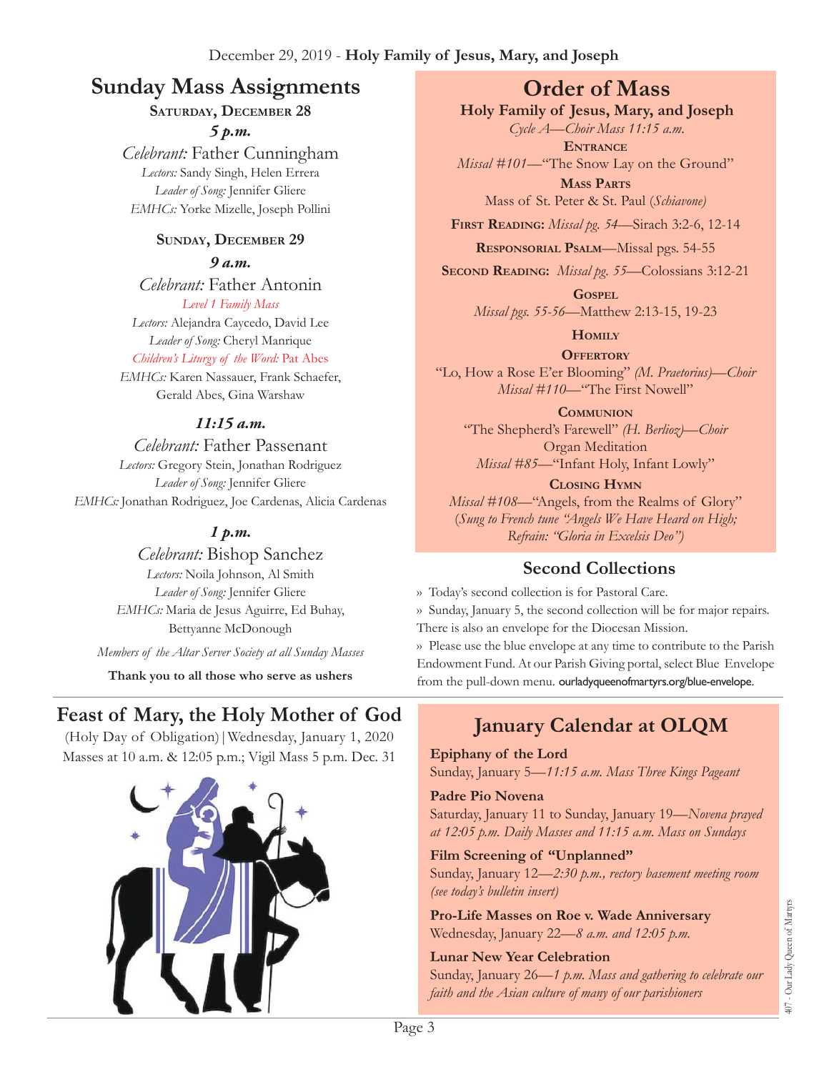December 29, 2019 - **Holy Family of Jesus, Mary, and Joseph**

## Sunday Mass Assignments

**Saturday, December 28**

***5 p.m.***

*Celebrant:* Father Cunningham
*Lectors:* Sandy Singh, Helen Errera
*Leader of Song:* Jennifer Gliere
*EMHCs:* Yorke Mizelle, Joseph Pollini

**Sunday, December 29**

***9 a.m.***

*Celebrant:* Father Antonin
*Level 1 Family Mass*
*Lectors:* Alejandra Caycedo, David Lee
*Leader of Song:* Cheryl Manrique
*Children's Liturgy of the Word:* Pat Abes
*EMHCs:* Karen Nassauer, Frank Schaefer, Gerald Abes, Gina Warshaw

***11:15 a.m.***

*Celebrant:* Father Passenant
*Lectors:* Gregory Stein, Jonathan Rodriguez
*Leader of Song:* Jennifer Gliere
*EMHCs:* Jonathan Rodriguez, Joe Cardenas, Alicia Cardenas

***1 p.m.***

*Celebrant:* Bishop Sanchez
*Lectors:* Noila Johnson, Al Smith
*Leader of Song:* Jennifer Gliere
*EMHCs:* Maria de Jesus Aguirre, Ed Buhay, Bettyanne McDonough

*Members of the Altar Server Society at all Sunday Masses*

**Thank you to all those who serve as ushers**

## Order of Mass

**Holy Family of Jesus, Mary, and Joseph**

*Cycle A—Choir Mass 11:15 a.m.*

**Entrance**
*Missal #101*—"The Snow Lay on the Ground"

**Mass Parts**
Mass of St. Peter & St. Paul (*Schiavone)*

**First Reading:** *Missal pg. 54*—Sirach 3:2-6, 12-14

**Responsorial Psalm**—Missal pgs. 54-55

**Second Reading:** *Missal pg. 55*—Colossians 3:12-21

**Gospel**
*Missal pgs. 55-56*—Matthew 2:13-15, 19-23

**Homily**

**Offertory**
"Lo, How a Rose E'er Blooming" *(M. Praetorius)—Choir*
*Missal #110*—"The First Nowell"

**Communion**
"The Shepherd's Farewell" *(H. Berlioz)—Choir*
Organ Meditation
*Missal #85*—"Infant Holy, Infant Lowly"

**Closing Hymn**
*Missal #108*—"Angels, from the Realms of Glory"
(*Sung to French tune "Angels We Have Heard on High; Refrain: "Gloria in Excelsis Deo")*

## Second Collections

» Today's second collection is for Pastoral Care.

» Sunday, January 5, the second collection will be for major repairs. There is also an envelope for the Diocesan Mission.

» Please use the blue envelope at any time to contribute to the Parish Endowment Fund. At our Parish Giving portal, select Blue Envelope from the pull-down menu. ourladyqueenofmartyrs.org/blue-envelope.

## Feast of Mary, the Holy Mother of God

(Holy Day of Obligation) | Wednesday, January 1, 2020
Masses at 10 a.m. & 12:05 p.m.; Vigil Mass 5 p.m. Dec. 31

## January Calendar at OLQM

**Epiphany of the Lord**
Sunday, January 5—*11:15 a.m. Mass Three Kings Pageant*

**Padre Pio Novena**
Saturday, January 11 to Sunday, January 19—*Novena prayed at 12:05 p.m. Daily Masses and 11:15 a.m. Mass on Sundays*

**Film Screening of "Unplanned"**
Sunday, January 12—*2:30 p.m., rectory basement meeting room (see today's bulletin insert)*

**Pro-Life Masses on Roe v. Wade Anniversary**
Wednesday, January 22—*8 a.m. and 12:05 p.m.*

**Lunar New Year Celebration**
Sunday, January 26—*1 p.m. Mass and gathering to celebrate our faith and the Asian culture of many of our parishioners*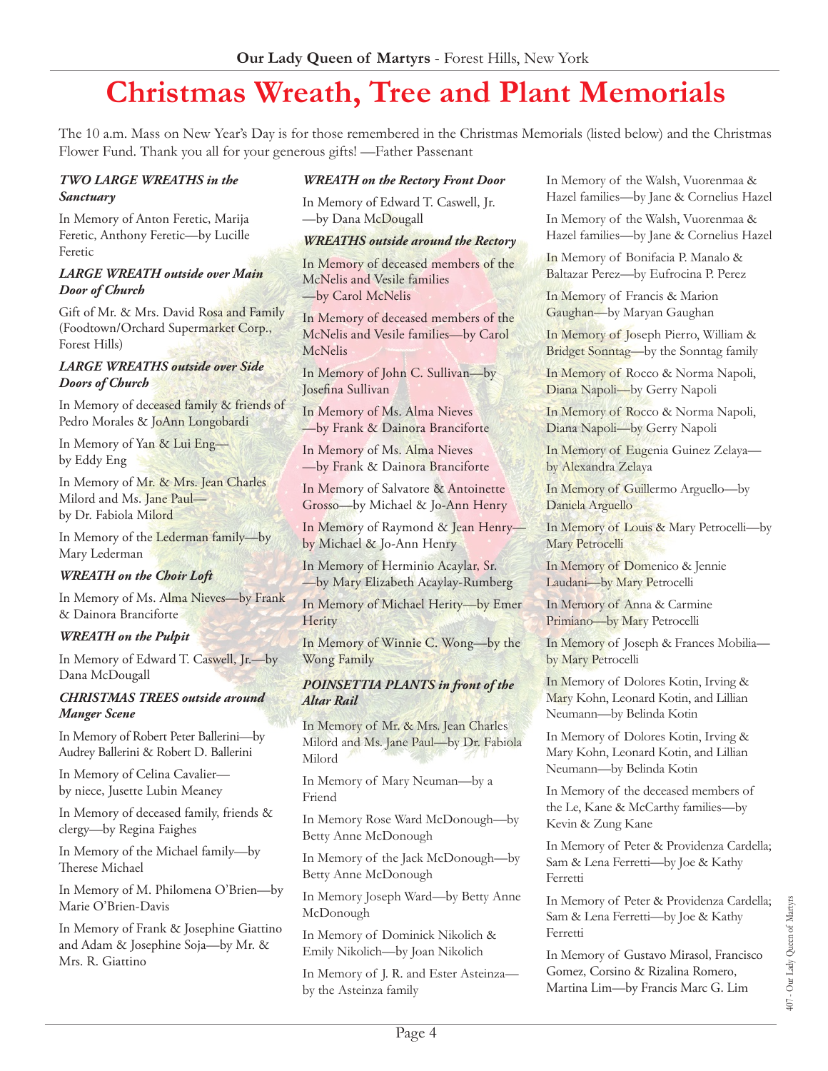# Christmas Wreath, Tree and Plant Memorials

The 10 a.m. Mass on New Year's Day is for those remembered in the Christmas Memorials (listed below) and the Christmas Flower Fund. Thank you all for your generous gifts! —Father Passenant

***TWO LARGE WREATHS in the Sanctuary***

In Memory of Anton Feretic, Marija Feretic, Anthony Feretic—by Lucille Feretic

***LARGE WREATH outside over Main Door of Church***

Gift of Mr. & Mrs. David Rosa and Family (Foodtown/Orchard Supermarket Corp., Forest Hills)

***LARGE WREATHS outside over Side Doors of Church***

In Memory of deceased family & friends of Pedro Morales & JoAnn Longobardi

In Memory of Yan & Lui Eng—by Eddy Eng

In Memory of Mr. & Mrs. Jean Charles Milord and Ms. Jane Paul—by Dr. Fabiola Milord

In Memory of the Lederman family—by Mary Lederman

***WREATH on the Choir Loft***

In Memory of Ms. Alma Nieves—by Frank & Dainora Branciforte

***WREATH on the Pulpit***

In Memory of Edward T. Caswell, Jr.—by Dana McDougall

***CHRISTMAS TREES outside around Manger Scene***

In Memory of Robert Peter Ballerini—by Audrey Ballerini & Robert D. Ballerini

In Memory of Celina Cavalier—by niece, Jusette Lubin Meaney

In Memory of deceased family, friends & clergy—by Regina Faighes

In Memory of the Michael family—by Therese Michael

In Memory of M. Philomena O'Brien—by Marie O'Brien-Davis

In Memory of Frank & Josephine Giattino and Adam & Josephine Soja—by Mr. & Mrs. R. Giattino

***WREATH on the Rectory Front Door***

In Memory of Edward T. Caswell, Jr. —by Dana McDougall

***WREATHS outside around the Rectory***

In Memory of deceased members of the McNelis and Vesile families —by Carol McNelis

In Memory of deceased members of the McNelis and Vesile families—by Carol McNelis

In Memory of John C. Sullivan—by Josefina Sullivan

In Memory of Ms. Alma Nieves —by Frank & Dainora Branciforte

In Memory of Ms. Alma Nieves —by Frank & Dainora Branciforte

In Memory of Salvatore & Antoinette Grosso—by Michael & Jo-Ann Henry

In Memory of Raymond & Jean Henry—by Michael & Jo-Ann Henry

In Memory of Herminio Acaylar, Sr. —by Mary Elizabeth Acaylay-Rumberg

In Memory of Michael Herity—by Emer Herity

In Memory of Winnie C. Wong—by the Wong Family

***POINSETTIA PLANTS in front of the Altar Rail***

In Memory of Mr. & Mrs. Jean Charles Milord and Ms. Jane Paul—by Dr. Fabiola Milord

In Memory of Mary Neuman—by a Friend

In Memory Rose Ward McDonough—by Betty Anne McDonough

In Memory of the Jack McDonough—by Betty Anne McDonough

In Memory Joseph Ward—by Betty Anne McDonough

In Memory of Dominick Nikolich & Emily Nikolich—by Joan Nikolich

In Memory of J. R. and Ester Asteinza—by the Asteinza family

In Memory of the Walsh, Vuorenmaa & Hazel families—by Jane & Cornelius Hazel

In Memory of the Walsh, Vuorenmaa & Hazel families—by Jane & Cornelius Hazel

In Memory of Bonifacia P. Manalo & Baltazar Perez—by Eufrocina P. Perez

In Memory of Francis & Marion Gaughan—by Maryan Gaughan

In Memory of Joseph Pierro, William & Bridget Sonntag—by the Sonntag family

In Memory of Rocco & Norma Napoli, Diana Napoli—by Gerry Napoli

In Memory of Rocco & Norma Napoli, Diana Napoli—by Gerry Napoli

In Memory of Eugenia Guinez Zelaya—by Alexandra Zelaya

In Memory of Guillermo Arguello—by Daniela Arguello

In Memory of Louis & Mary Petrocelli—by Mary Petrocelli

In Memory of Domenico & Jennie Laudani—by Mary Petrocelli

In Memory of Anna & Carmine Primiano—by Mary Petrocelli

In Memory of Joseph & Frances Mobilia—by Mary Petrocelli

In Memory of Dolores Kotin, Irving & Mary Kohn, Leonard Kotin, and Lillian Neumann—by Belinda Kotin

In Memory of Dolores Kotin, Irving & Mary Kohn, Leonard Kotin, and Lillian Neumann—by Belinda Kotin

In Memory of the deceased members of the Le, Kane & McCarthy families—by Kevin & Zung Kane

In Memory of Peter & Providenza Cardella; Sam & Lena Ferretti—by Joe & Kathy Ferretti

In Memory of Peter & Providenza Cardella; Sam & Lena Ferretti—by Joe & Kathy Ferretti

In Memory of Gustavo Mirasol, Francisco Gomez, Corsino & Rizalina Romero, Martina Lim—by Francis Marc G. Lim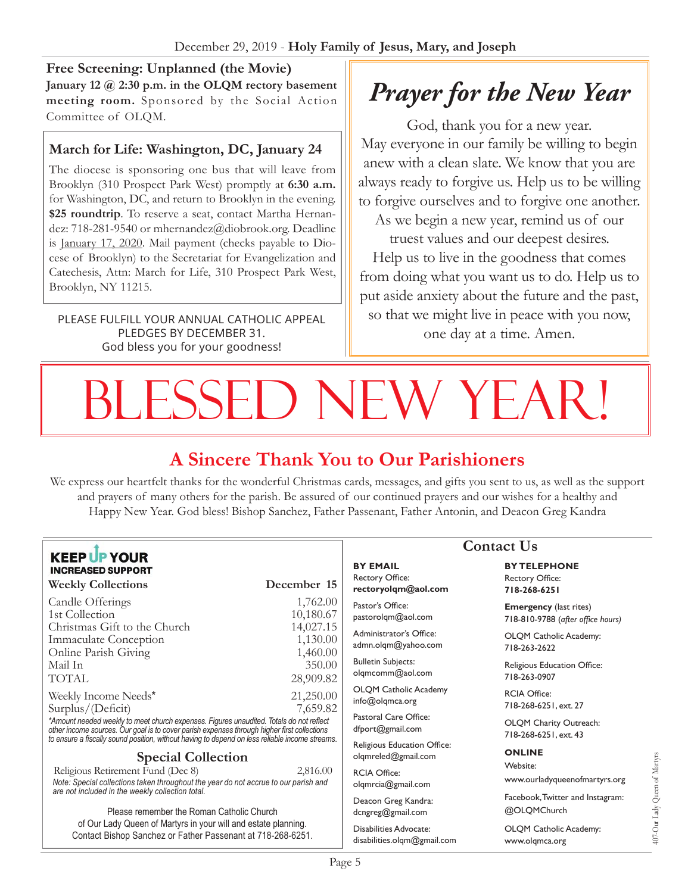## Free Screening: Unplanned (the Movie)

**January 12 @ 2:30 p.m. in the OLQM rectory basement meeting room.** Sponsored by the Social Action Committee of OLQM.

## March for Life: Washington, DC, January 24

The diocese is sponsoring one bus that will leave from Brooklyn (310 Prospect Park West) promptly at **6:30 a.m.** for Washington, DC, and return to Brooklyn in the evening. **$25 roundtrip**. To reserve a seat, contact Martha Hernandez: 718-281-9540 or mhernandez@diobrook.org. Deadline is January 17, 2020. Mail payment (checks payable to Diocese of Brooklyn) to the Secretariat for Evangelization and Catechesis, Attn: March for Life, 310 Prospect Park West, Brooklyn, NY 11215.

PLEASE FULFILL YOUR ANNUAL CATHOLIC APPEAL PLEDGES BY DECEMBER 31.
God bless you for your goodness!

## *Prayer for the New Year*

God, thank you for a new year.
May everyone in our family be willing to begin anew with a clean slate. We know that you are always ready to forgive us. Help us to be willing to forgive ourselves and to forgive one another.
As we begin a new year, remind us of our truest values and our deepest desires.
Help us to live in the goodness that comes from doing what you want us to do. Help us to put aside anxiety about the future and the past, so that we might live in peace with you now, one day at a time. Amen.

# BLESSED NEW YEAR!

## A Sincere Thank You to Our Parishioners

We express our heartfelt thanks for the wonderful Christmas cards, messages, and gifts you sent to us, as well as the support and prayers of many others for the parish. Be assured of our continued prayers and our wishes for a healthy and Happy New Year. God bless! Bishop Sanchez, Father Passenant, Father Antonin, and Deacon Greg Kandra

### KEEP UP YOUR INCREASED SUPPORT

| Weekly Collections | December 15 |
|---|---|
| Candle Offerings | 1,762.00 |
| 1st Collection | 10,180.67 |
| Christmas Gift to the Church | 14,027.15 |
| Immaculate Conception | 1,130.00 |
| Online Parish Giving | 1,460.00 |
| Mail In | 350.00 |
| TOTAL | 28,909.82 |
| Weekly Income Needs* | 21,250.00 |
| Surplus/(Deficit) | 7,659.82 |

*\*Amount needed weekly to meet church expenses. Figures unaudited. Totals do not reflect other income sources. Our goal is to cover parish expenses through higher first collections to ensure a fiscally sound position, without having to depend on less reliable income streams.*

### Special Collection

| | |
|---|---|
| Religious Retirement Fund (Dec 8) | 2,816.00 |

*Note: Special collections taken throughout the year do not accrue to our parish and are not included in the weekly collection total.*

Please remember the Roman Catholic Church of Our Lady Queen of Martyrs in your will and estate planning. Contact Bishop Sanchez or Father Passenant at 718-268-6251.

## Contact Us

**BY EMAIL**

Rectory Office: **rectoryolqm@aol.com**

Pastor's Office: pastorolqm@aol.com

Administrator's Office: admn.olqm@yahoo.com

Bulletin Subjects: olqmcomm@aol.com

OLQM Catholic Academy: info@olqmca.org

Pastoral Care Office: dfport@gmail.com

Religious Education Office: olqmreled@gmail.com

RCIA Office: olqmrcia@gmail.com

Deacon Greg Kandra: dcngreg@gmail.com

Disabilities Advocate: disabilities.olqm@gmail.com

**BY TELEPHONE**

Rectory Office: **718-268-6251**

**Emergency** (last rites) 718-810-9788 (*after office hours*)

OLQM Catholic Academy: 718-263-2622

Religious Education Office: 718-263-0907

RCIA Office: 718-268-6251, ext. 27

OLQM Charity Outreach: 718-268-6251, ext. 43

**ONLINE**

Website: www.ourladyqueenofmartyrs.org

Facebook, Twitter and Instagram: @OLQMChurch

OLQM Catholic Academy: www.olqmca.org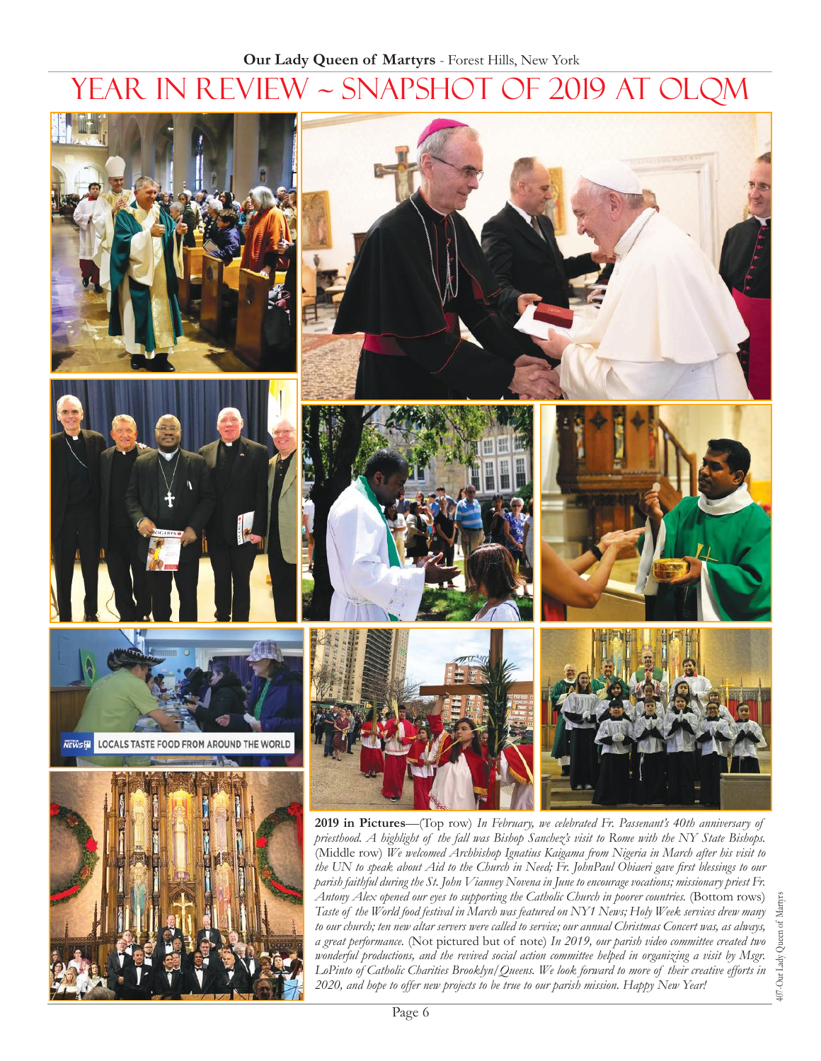# YEAR IN REVIEW ~ SNAPSHOT OF 2019 AT OLQM

**2019 in Pictures**—(Top row) *In February, we celebrated Fr. Passenant's 40th anniversary of priesthood. A highlight of the fall was Bishop Sanchez's visit to Rome with the NY State Bishops.* (Middle row) *We welcomed Archbishop Ignatius Kaigama from Nigeria in March after his visit to the UN to speak about Aid to the Church in Need; Fr. JohnPaul Obiaeri gave first blessings to our parish faithful during the St. John Vianney Novena in June to encourage vocations; missionary priest Fr. Antony Alex opened our eyes to supporting the Catholic Church in poorer countries.* (Bottom rows) *Taste of the World food festival in March was featured on NY1 News; Holy Week services drew many to our church; ten new altar servers were called to service; our annual Christmas Concert was, as always, a great performance.* (Not pictured but of note) *In 2019, our parish video committee created two wonderful productions, and the revived social action committee helped in organizing a visit by Msgr. LoPinto of Catholic Charities Brooklyn/Queens. We look forward to more of their creative efforts in 2020, and hope to offer new projects to be true to our parish mission. Happy New Year!*